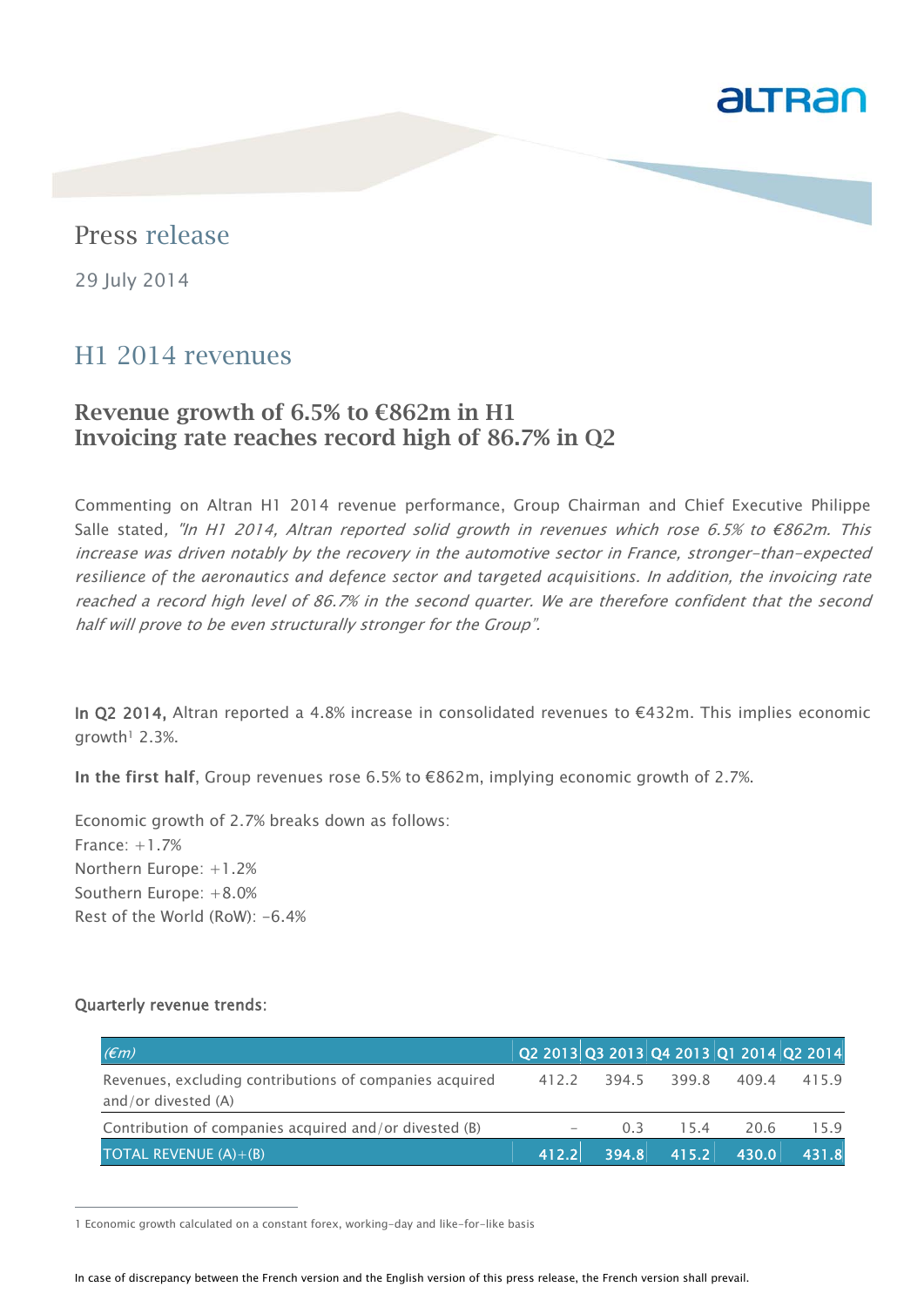Press release

29 July 2014

# H1 2014 revenues

## Revenue growth of 6.5% to €862m in H1
## Invoicing rate reaches record high of 86.7% in Q2

Commenting on Altran H1 2014 revenue performance, Group Chairman and Chief Executive Philippe Salle stated, *"In H1 2014, Altran reported solid growth in revenues which rose 6.5% to €862m. This increase was driven notably by the recovery in the automotive sector in France, stronger-than-expected resilience of the aeronautics and defence sector and targeted acquisitions. In addition, the invoicing rate reached a record high level of 86.7% in the second quarter. We are therefore confident that the second half will prove to be even structurally stronger for the Group".*

**In Q2 2014,** Altran reported a 4.8% increase in consolidated revenues to €432m. This implies economic growth[1] 2.3%.

**In the first half**, Group revenues rose 6.5% to €862m, implying economic growth of 2.7%.

Economic growth of 2.7% breaks down as follows:
France: +1.7%
Northern Europe: +1.2%
Southern Europe: +8.0%
Rest of the World (RoW): -6.4%

**Quarterly revenue trends:**

| *(€m)* | Q2 2013 | Q3 2013 | Q4 2013 | Q1 2014 | Q2 2014 |
|---|---|---|---|---|---|
| Revenues, excluding contributions of companies acquired and/or divested (A) | 412.2 | 394.5 | 399.8 | 409.4 | 415.9 |
| Contribution of companies acquired and/or divested (B) | - | 0.3 | 15.4 | 20.6 | 15.9 |
| TOTAL REVENUE (A)+(B) | **412.2** | **394.8** | **415.2** | **430.0** | **431.8** |

1 Economic growth calculated on a constant forex, working-day and like-for-like basis

In case of discrepancy between the French version and the English version of this press release, the French version shall prevail.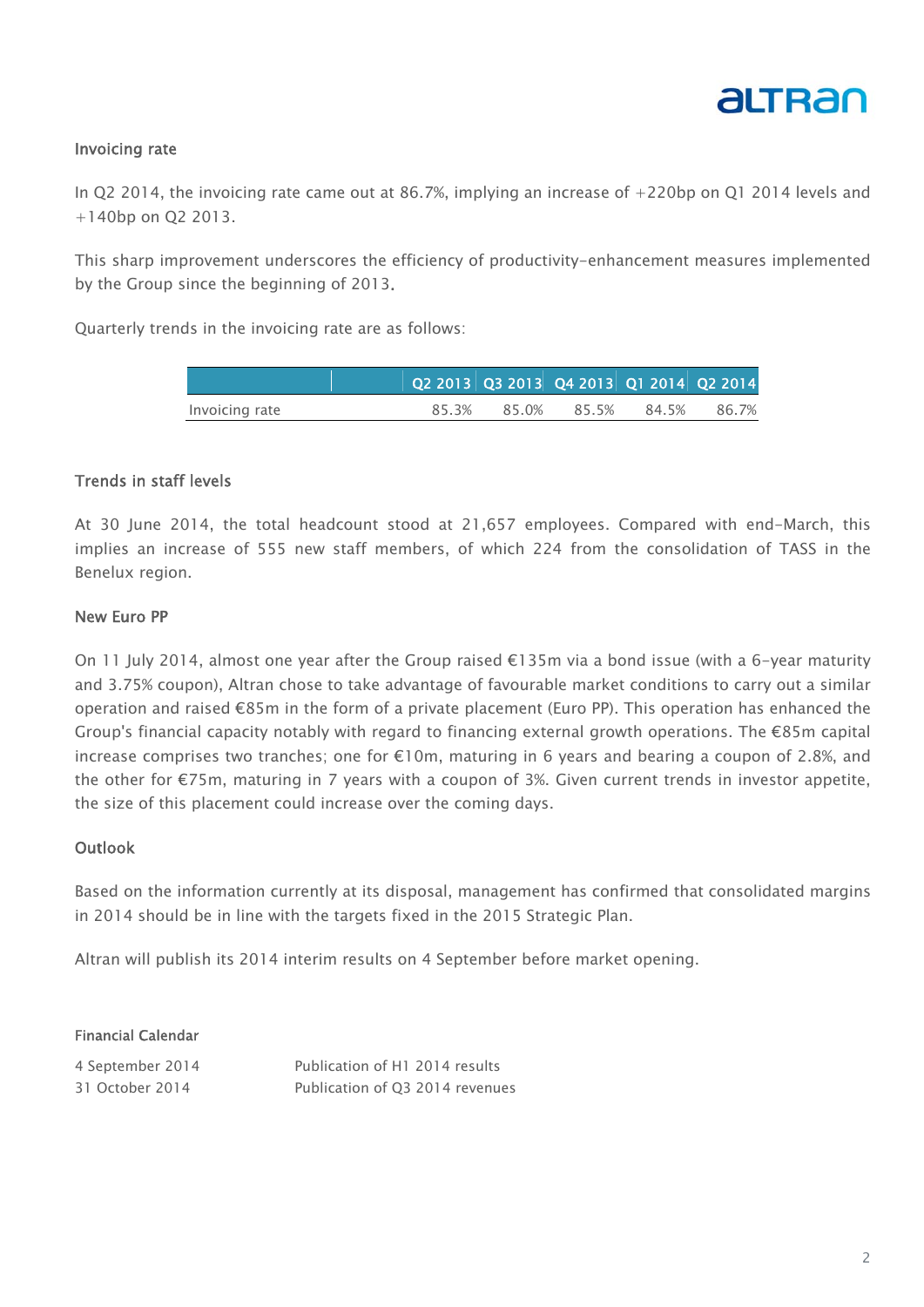### Invoicing rate

In Q2 2014, the invoicing rate came out at 86.7%, implying an increase of +220bp on Q1 2014 levels and +140bp on Q2 2013.

This sharp improvement underscores the efficiency of productivity-enhancement measures implemented by the Group since the beginning of 2013.

Quarterly trends in the invoicing rate are as follows:

| | Q2 2013 | Q3 2013 | Q4 2013 | Q1 2014 | Q2 2014 |
|---|---|---|---|---|---|
| Invoicing rate | 85.3% | 85.0% | 85.5% | 84.5% | 86.7% |

### Trends in staff levels

At 30 June 2014, the total headcount stood at 21,657 employees. Compared with end-March, this implies an increase of 555 new staff members, of which 224 from the consolidation of TASS in the Benelux region.

### New Euro PP

On 11 July 2014, almost one year after the Group raised €135m via a bond issue (with a 6-year maturity and 3.75% coupon), Altran chose to take advantage of favourable market conditions to carry out a similar operation and raised €85m in the form of a private placement (Euro PP). This operation has enhanced the Group's financial capacity notably with regard to financing external growth operations. The €85m capital increase comprises two tranches; one for €10m, maturing in 6 years and bearing a coupon of 2.8%, and the other for €75m, maturing in 7 years with a coupon of 3%. Given current trends in investor appetite, the size of this placement could increase over the coming days.

### Outlook

Based on the information currently at its disposal, management has confirmed that consolidated margins in 2014 should be in line with the targets fixed in the 2015 Strategic Plan.

Altran will publish its 2014 interim results on 4 September before market opening.

#### Financial Calendar

| | |
|---|---|
| 4 September 2014 | Publication of H1 2014 results |
| 31 October 2014 | Publication of Q3 2014 revenues |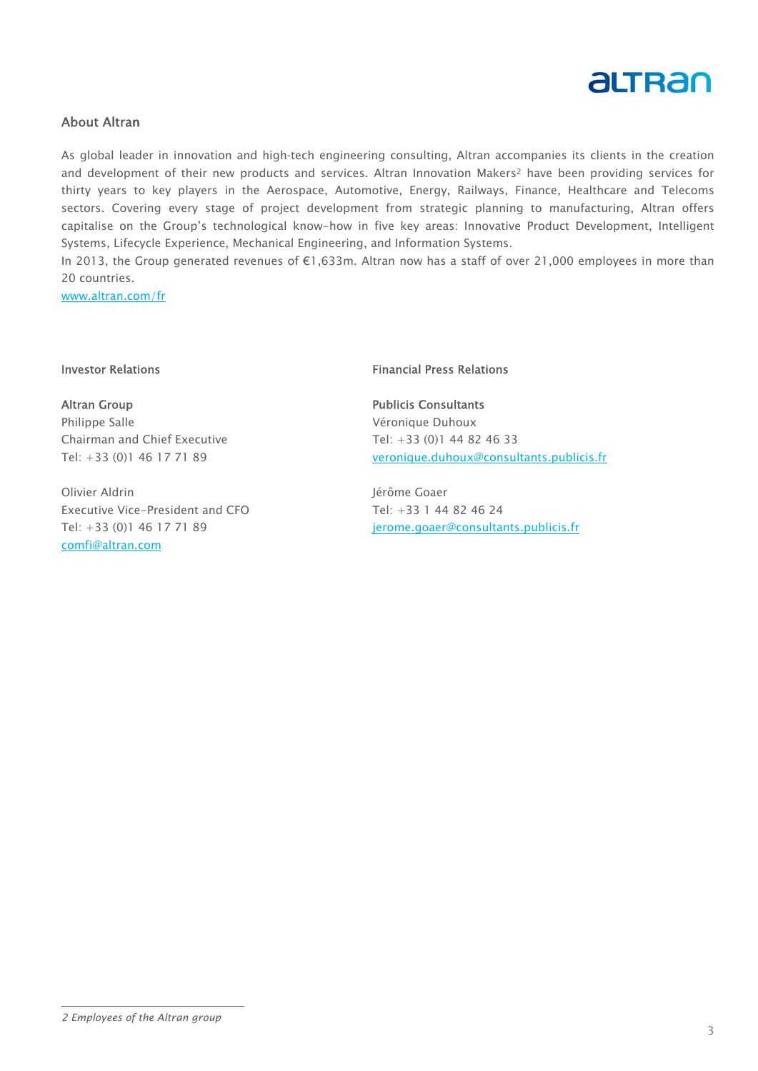## About Altran

As global leader in innovation and high-tech engineering consulting, Altran accompanies its clients in the creation and development of their new products and services. Altran Innovation Makers[2] have been providing services for thirty years to key players in the Aerospace, Automotive, Energy, Railways, Finance, Healthcare and Telecoms sectors. Covering every stage of project development from strategic planning to manufacturing, Altran offers capitalise on the Group's technological know-how in five key areas: Innovative Product Development, Intelligent Systems, Lifecycle Experience, Mechanical Engineering, and Information Systems.
In 2013, the Group generated revenues of €1,633m. Altran now has a staff of over 21,000 employees in more than 20 countries.
www.altran.com/fr

**Investor Relations**

**Altran Group**
Philippe Salle
Chairman and Chief Executive
Tel: +33 (0)1 46 17 71 89

Olivier Aldrin
Executive Vice-President and CFO
Tel: +33 (0)1 46 17 71 89
comfi@altran.com

**Financial Press Relations**

**Publicis Consultants**
Véronique Duhoux
Tel: +33 (0)1 44 82 46 33
veronique.duhoux@consultants.publicis.fr

Jérôme Goaer
Tel: +33 1 44 82 46 24
jerome.goaer@consultants.publicis.fr

*2 Employees of the Altran group*